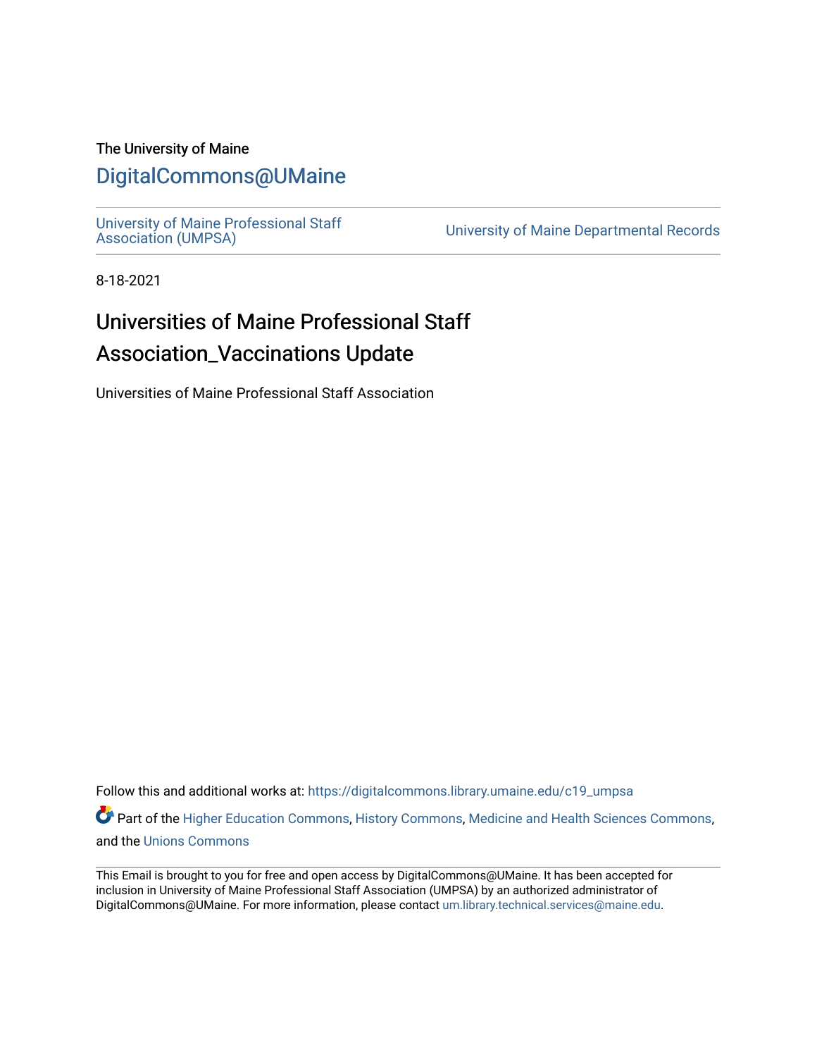The University of Maine

# DigitalCommons@UMaine

University of Maine Professional Staff Association (UMPSA) | University of Maine Departmental Records

8-18-2021

## Universities of Maine Professional Staff Association_Vaccinations Update

Universities of Maine Professional Staff Association

Follow this and additional works at: https://digitalcommons.library.umaine.edu/c19_umpsa

Part of the Higher Education Commons, History Commons, Medicine and Health Sciences Commons, and the Unions Commons

This Email is brought to you for free and open access by DigitalCommons@UMaine. It has been accepted for inclusion in University of Maine Professional Staff Association (UMPSA) by an authorized administrator of DigitalCommons@UMaine. For more information, please contact um.library.technical.services@maine.edu.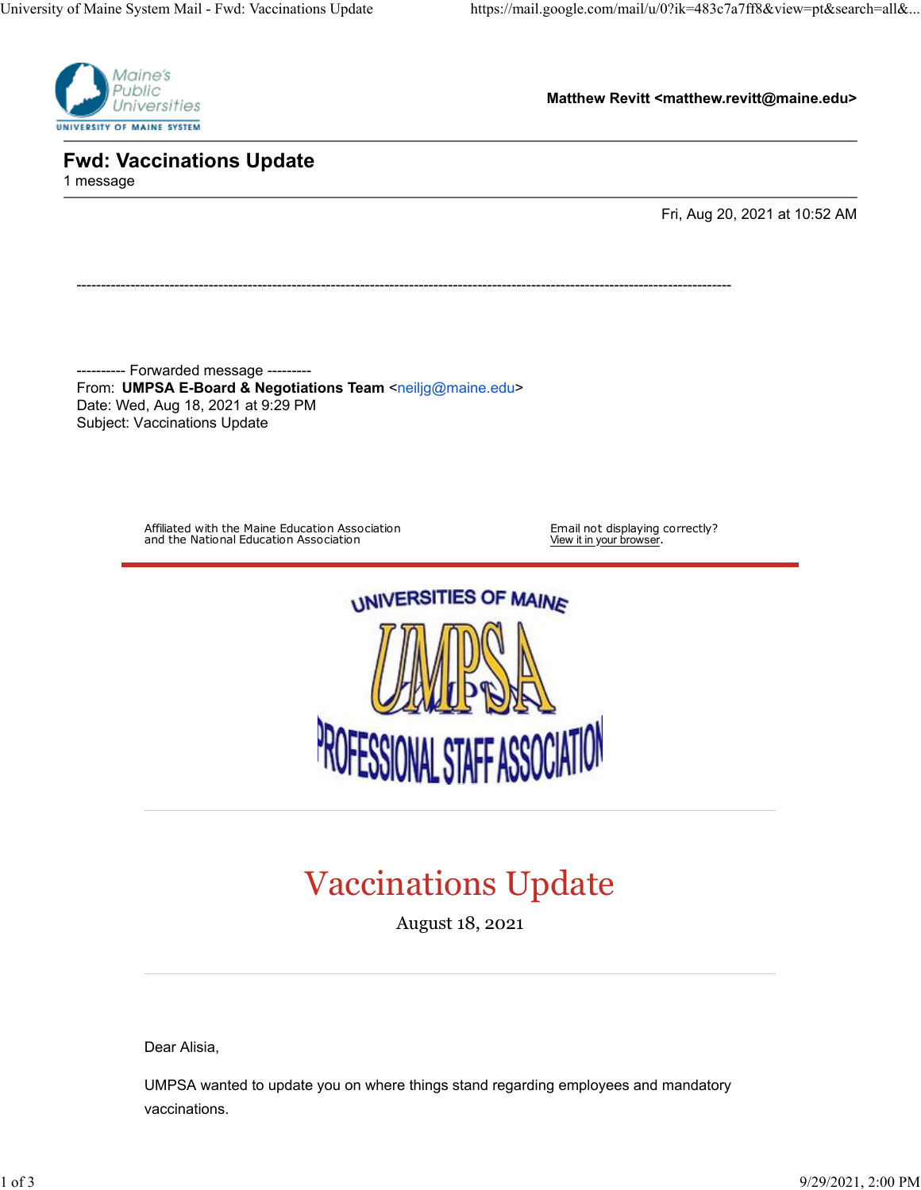Matthew Revitt <matthew.revitt@maine.edu>

# Fwd: Vaccinations Update

1 message

Fri, Aug 20, 2021 at 10:52 AM

---

---------- Forwarded message ---------
From: **UMPSA E-Board & Negotiations Team** <neiljg@maine.edu>
Date: Wed, Aug 18, 2021 at 9:29 PM
Subject: Vaccinations Update

Affiliated with the Maine Education Association
and the National Education Association

Email not displaying correctly?
View it in your browser.

UNIVERSITIES OF MAINE
UMPSA
PROFESSIONAL STAFF ASSOCIATION

## Vaccinations Update

August 18, 2021

Dear Alisia,

UMPSA wanted to update you on where things stand regarding employees and mandatory vaccinations.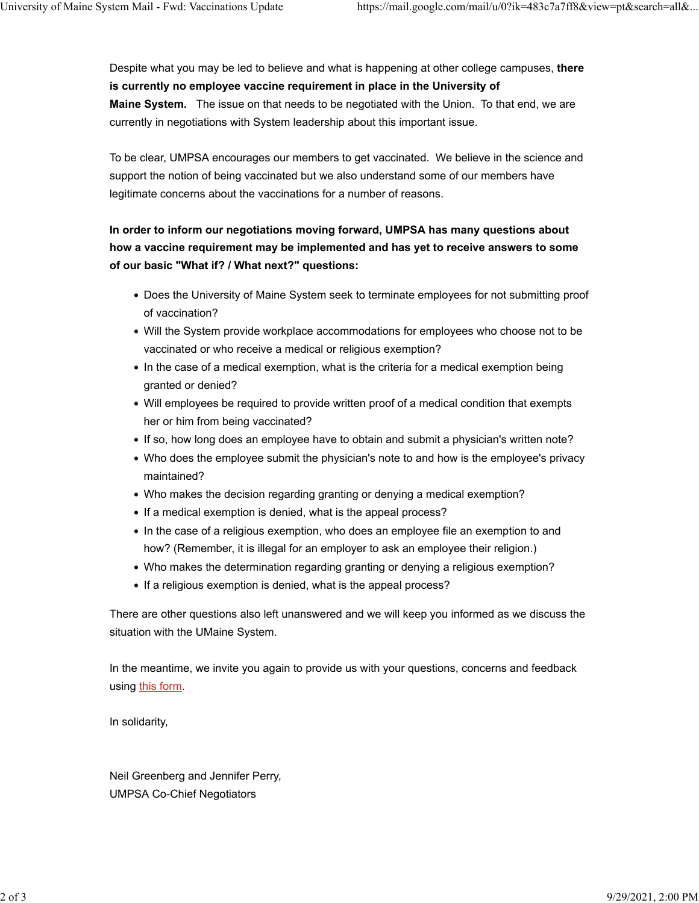Despite what you may be led to believe and what is happening at other college campuses, **there is currently no employee vaccine requirement in place in the University of Maine System.** The issue on that needs to be negotiated with the Union. To that end, we are currently in negotiations with System leadership about this important issue.

To be clear, UMPSA encourages our members to get vaccinated. We believe in the science and support the notion of being vaccinated but we also understand some of our members have legitimate concerns about the vaccinations for a number of reasons.

**In order to inform our negotiations moving forward, UMPSA has many questions about how a vaccine requirement may be implemented and has yet to receive answers to some of our basic "What if? / What next?" questions:**

- Does the University of Maine System seek to terminate employees for not submitting proof of vaccination?
- Will the System provide workplace accommodations for employees who choose not to be vaccinated or who receive a medical or religious exemption?
- In the case of a medical exemption, what is the criteria for a medical exemption being granted or denied?
- Will employees be required to provide written proof of a medical condition that exempts her or him from being vaccinated?
- If so, how long does an employee have to obtain and submit a physician's written note?
- Who does the employee submit the physician's note to and how is the employee's privacy maintained?
- Who makes the decision regarding granting or denying a medical exemption?
- If a medical exemption is denied, what is the appeal process?
- In the case of a religious exemption, who does an employee file an exemption to and how? (Remember, it is illegal for an employer to ask an employee their religion.)
- Who makes the determination regarding granting or denying a religious exemption?
- If a religious exemption is denied, what is the appeal process?

There are other questions also left unanswered and we will keep you informed as we discuss the situation with the UMaine System.

In the meantime, we invite you again to provide us with your questions, concerns and feedback using this form.

In solidarity,

Neil Greenberg and Jennifer Perry,
UMPSA Co-Chief Negotiators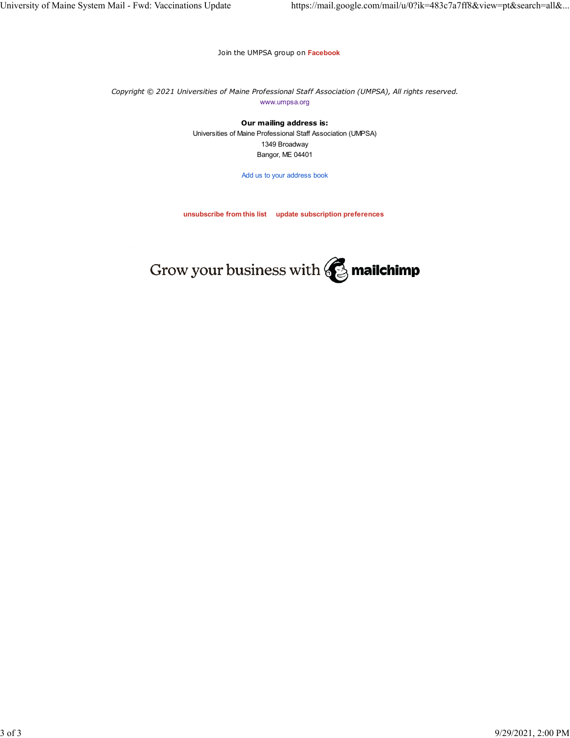Join the UMPSA group on **Facebook**

*Copyright © 2021 Universities of Maine Professional Staff Association (UMPSA), All rights reserved.*
www.umpsa.org

**Our mailing address is:**
Universities of Maine Professional Staff Association (UMPSA)
1349 Broadway
Bangor, ME 04401

Add us to your address book

**unsubscribe from this list** **update subscription preferences**

Grow your business with **mailchimp**